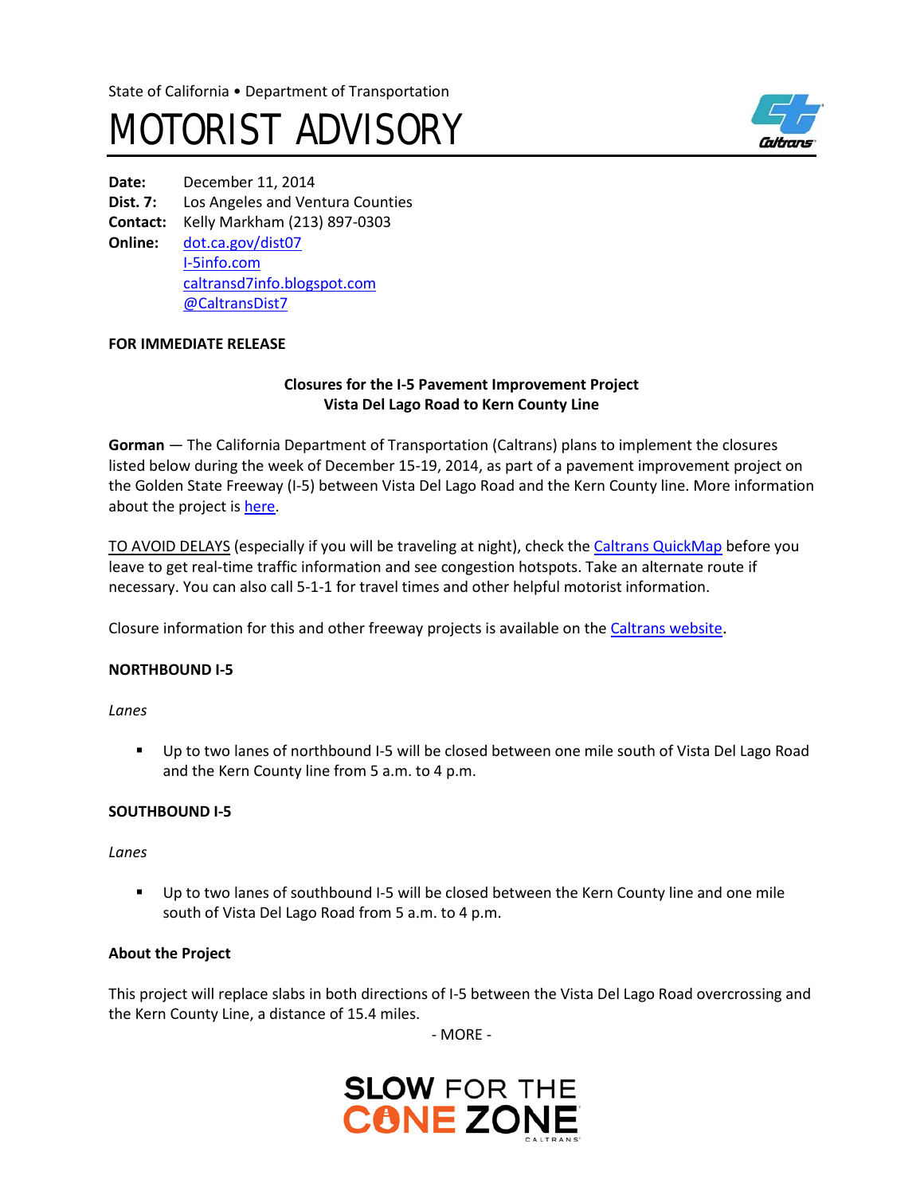State of California • Department of Transportation

# MOTORIST ADVISORY

**Date:** December 11, 2014
**Dist. 7:** Los Angeles and Ventura Counties
**Contact:** Kelly Markham (213) 897-0303
**Online:** dot.ca.gov/dist07
I-5info.com
caltransd7info.blogspot.com
@CaltransDist7

**FOR IMMEDIATE RELEASE**

**Closures for the I-5 Pavement Improvement Project**
**Vista Del Lago Road to Kern County Line**

**Gorman** — The California Department of Transportation (Caltrans) plans to implement the closures listed below during the week of December 15-19, 2014, as part of a pavement improvement project on the Golden State Freeway (I-5) between Vista Del Lago Road and the Kern County line. More information about the project is here.

TO AVOID DELAYS (especially if you will be traveling at night), check the Caltrans QuickMap before you leave to get real-time traffic information and see congestion hotspots. Take an alternate route if necessary. You can also call 5-1-1 for travel times and other helpful motorist information.

Closure information for this and other freeway projects is available on the Caltrans website.

**NORTHBOUND I-5**

*Lanes*

- Up to two lanes of northbound I-5 will be closed between one mile south of Vista Del Lago Road and the Kern County line from 5 a.m. to 4 p.m.

**SOUTHBOUND I-5**

*Lanes*

- Up to two lanes of southbound I-5 will be closed between the Kern County line and one mile south of Vista Del Lago Road from 5 a.m. to 4 p.m.

**About the Project**

This project will replace slabs in both directions of I-5 between the Vista Del Lagos Road overcrossing and the Kern County Line, a distance of 15.4 miles.

- MORE -

SLOW FOR THE CONE ZONE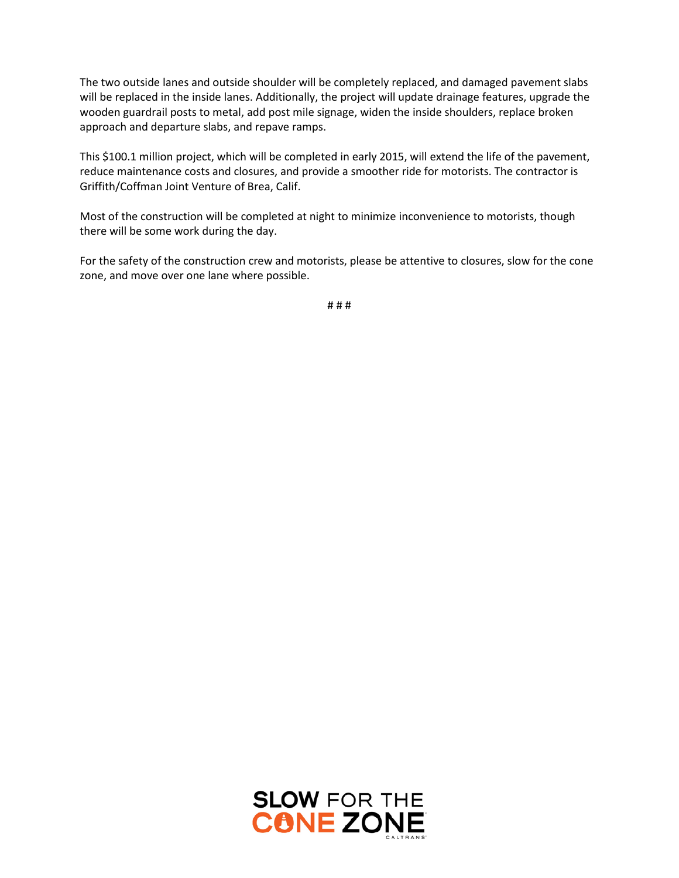The two outside lanes and outside shoulder will be completely replaced, and damaged pavement slabs will be replaced in the inside lanes. Additionally, the project will update drainage features, upgrade the wooden guardrail posts to metal, add post mile signage, widen the inside shoulders, replace broken approach and departure slabs, and repave ramps.

This $100.1 million project, which will be completed in early 2015, will extend the life of the pavement, reduce maintenance costs and closures, and provide a smoother ride for motorists. The contractor is Griffith/Coffman Joint Venture of Brea, Calif.

Most of the construction will be completed at night to minimize inconvenience to motorists, though there will be some work during the day.

For the safety of the construction crew and motorists, please be attentive to closures, slow for the cone zone, and move over one lane where possible.

# # #

SLOW FOR THE CONE ZONE

CALTRANS